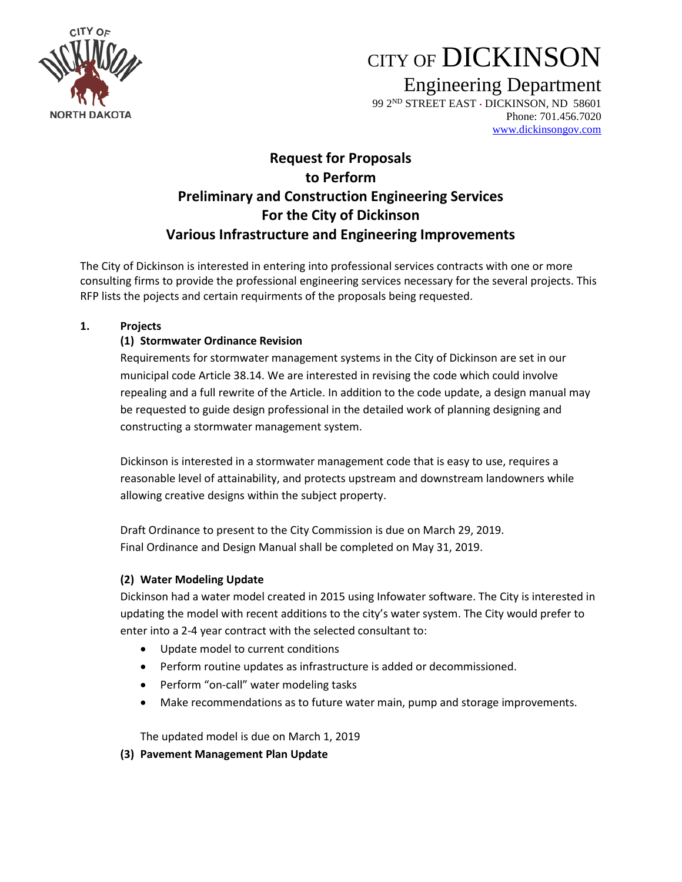CITY OF DICKINSON

Engineering Department

99 2ND STREET EAST · DICKINSON, ND 58601

Phone: 701.456.7020

www.dickinsongov.com

# Request for Proposals to Perform Preliminary and Construction Engineering Services For the City of Dickinson Various Infrastructure and Engineering Improvements

The City of Dickinson is interested in entering into professional services contracts with one or more consulting firms to provide the professional engineering services necessary for the several projects. This RFP lists the pojects and certain requirments of the proposals being requested.

**1. Projects**

**(1) Stormwater Ordinance Revision**

Requirements for stormwater management systems in the City of Dickinson are set in our municipal code Article 38.14. We are interested in revising the code which could involve repealing and a full rewrite of the Article. In addition to the code update, a design manual may be requested to guide design professional in the detailed work of planning designing and constructing a stormwater management system.

Dickinson is interested in a stormwater management code that is easy to use, requires a reasonable level of attainability, and protects upstream and downstream landowners while allowing creative designs within the subject property.

Draft Ordinance to present to the City Commission is due on March 29, 2019.
Final Ordinance and Design Manual shall be completed on May 31, 2019.

**(2) Water Modeling Update**

Dickinson had a water model created in 2015 using Infowater software. The City is interested in updating the model with recent additions to the city's water system. The City would prefer to enter into a 2-4 year contract with the selected consultant to:

- Update model to current conditions
- Perform routine updates as infrastructure is added or decommissioned.
- Perform "on-call" water modeling tasks
- Make recommendations as to future water main, pump and storage improvements.

The updated model is due on March 1, 2019

**(3) Pavement Management Plan Update**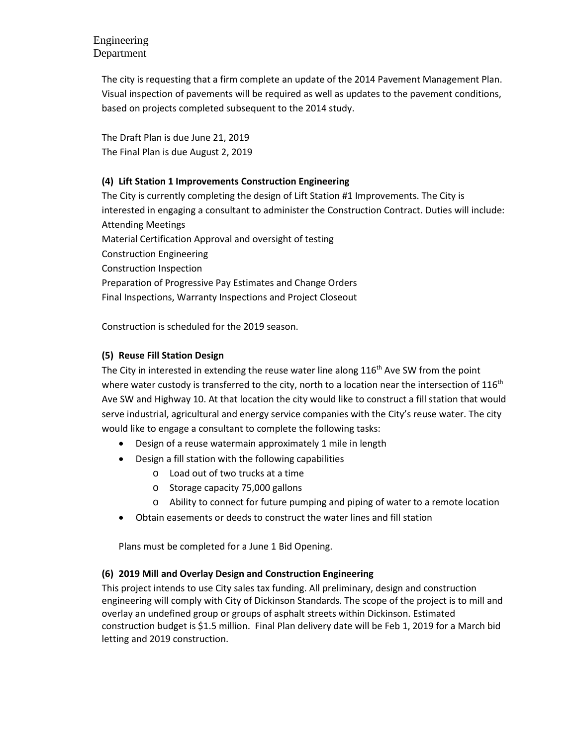The city is requesting that a firm complete an update of the 2014 Pavement Management Plan. Visual inspection of pavements will be required as well as updates to the pavement conditions, based on projects completed subsequent to the 2014 study.

The Draft Plan is due June 21, 2019
The Final Plan is due August 2, 2019

### (4) Lift Station 1 Improvements Construction Engineering

The City is currently completing the design of Lift Station #1 Improvements. The City is interested in engaging a consultant to administer the Construction Contract. Duties will include:
Attending Meetings
Material Certification Approval and oversight of testing
Construction Engineering
Construction Inspection
Preparation of Progressive Pay Estimates and Change Orders
Final Inspections, Warranty Inspections and Project Closeout

Construction is scheduled for the 2019 season.

### (5) Reuse Fill Station Design

The City in interested in extending the reuse water line along 116th Ave SW from the point where water custody is transferred to the city, north to a location near the intersection of 116th Ave SW and Highway 10. At that location the city would like to construct a fill station that would serve industrial, agricultural and energy service companies with the City's reuse water. The city would like to engage a consultant to complete the following tasks:

- Design of a reuse watermain approximately 1 mile in length
- Design a fill station with the following capabilities
  - Load out of two trucks at a time
  - Storage capacity 75,000 gallons
  - Ability to connect for future pumping and piping of water to a remote location
- Obtain easements or deeds to construct the water lines and fill station

Plans must be completed for a June 1 Bid Opening.

### (6) 2019 Mill and Overlay Design and Construction Engineering

This project intends to use City sales tax funding. All preliminary, design and construction engineering will comply with City of Dickinson Standards. The scope of the project is to mill and overlay an undefined group or groups of asphalt streets within Dickinson. Estimated construction budget is $1.5 million. Final Plan delivery date will be Feb 1, 2019 for a March bid letting and 2019 construction.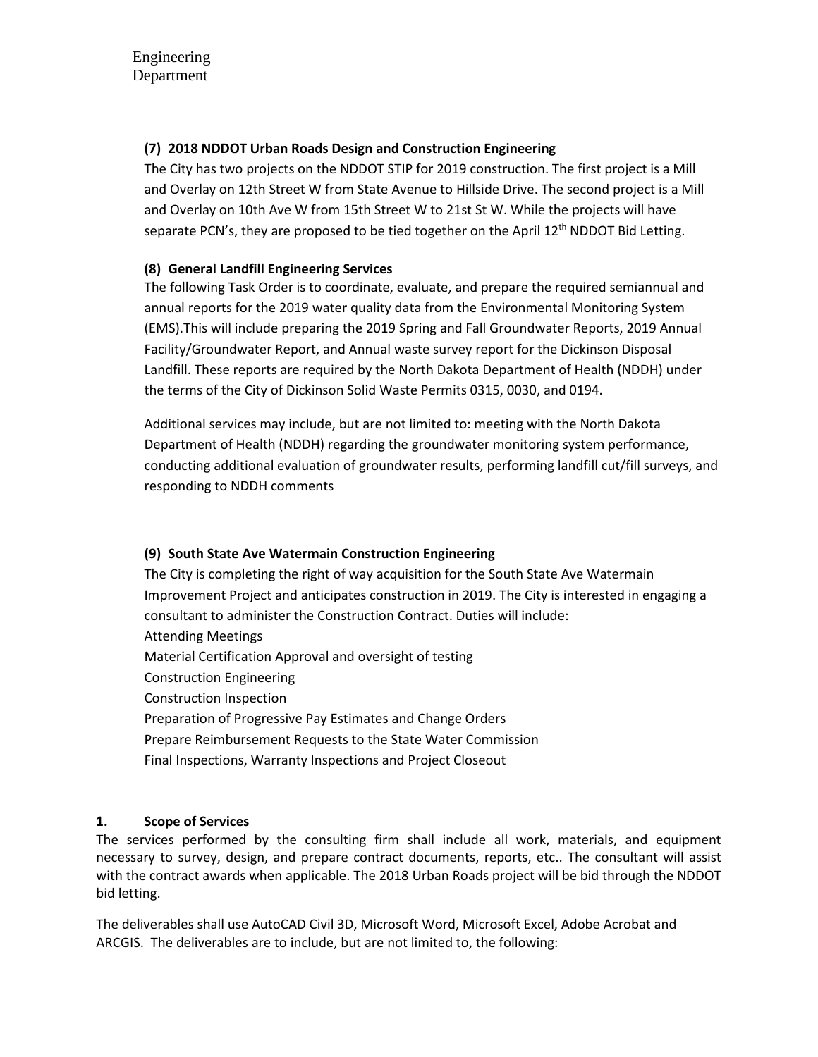### (7) 2018 NDDOT Urban Roads Design and Construction Engineering

The City has two projects on the NDDOT STIP for 2019 construction. The first project is a Mill and Overlay on 12th Street W from State Avenue to Hillside Drive. The second project is a Mill and Overlay on 10th Ave W from 15th Street W to 21st St W. While the projects will have separate PCN's, they are proposed to be tied together on the April 12th NDDOT Bid Letting.

### (8) General Landfill Engineering Services

The following Task Order is to coordinate, evaluate, and prepare the required semiannual and annual reports for the 2019 water quality data from the Environmental Monitoring System (EMS).This will include preparing the 2019 Spring and Fall Groundwater Reports, 2019 Annual Facility/Groundwater Report, and Annual waste survey report for the Dickinson Disposal Landfill. These reports are required by the North Dakota Department of Health (NDDH) under the terms of the City of Dickinson Solid Waste Permits 0315, 0030, and 0194.

Additional services may include, but are not limited to: meeting with the North Dakota Department of Health (NDDH) regarding the groundwater monitoring system performance, conducting additional evaluation of groundwater results, performing landfill cut/fill surveys, and responding to NDDH comments

### (9) South State Ave Watermain Construction Engineering

The City is completing the right of way acquisition for the South State Ave Watermain Improvement Project and anticipates construction in 2019. The City is interested in engaging a consultant to administer the Construction Contract. Duties will include:

Attending Meetings

Material Certification Approval and oversight of testing

Construction Engineering

Construction Inspection

Preparation of Progressive Pay Estimates and Change Orders

Prepare Reimbursement Requests to the State Water Commission

Final Inspections, Warranty Inspections and Project Closeout

## 1. Scope of Services

The services performed by the consulting firm shall include all work, materials, and equipment necessary to survey, design, and prepare contract documents, reports, etc.. The consultant will assist with the contract awards when applicable. The 2018 Urban Roads project will be bid through the NDDOT bid letting.

The deliverables shall use AutoCAD Civil 3D, Microsoft Word, Microsoft Excel, Adobe Acrobat and ARCGIS. The deliverables are to include, but are not limited to, the following: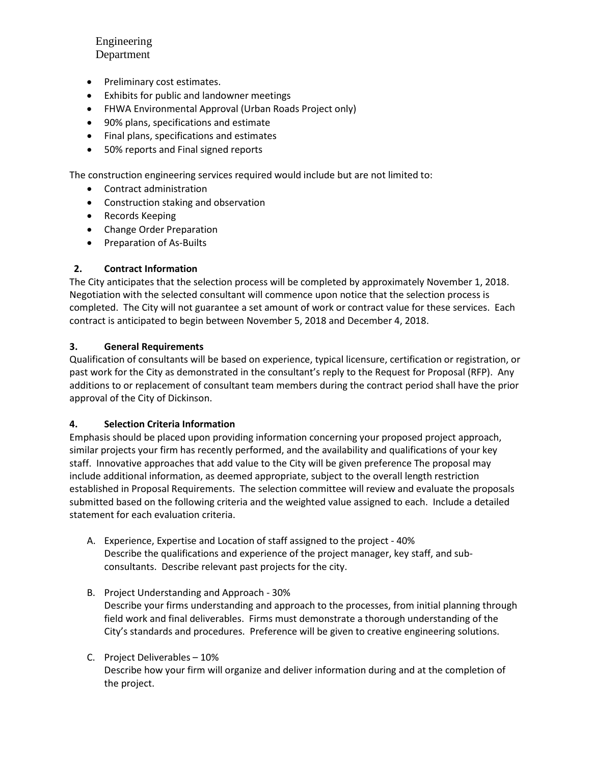Engineering Department

- Preliminary cost estimates.
- Exhibits for public and landowner meetings
- FHWA Environmental Approval (Urban Roads Project only)
- 90% plans, specifications and estimate
- Final plans, specifications and estimates
- 50% reports and Final signed reports

The construction engineering services required would include but are not limited to:

- Contract administration
- Construction staking and observation
- Records Keeping
- Change Order Preparation
- Preparation of As-Builts

**2. Contract Information**

The City anticipates that the selection process will be completed by approximately November 1, 2018. Negotiation with the selected consultant will commence upon notice that the selection process is completed. The City will not guarantee a set amount of work or contract value for these services. Each contract is anticipated to begin between November 5, 2018 and December 4, 2018.

**3. General Requirements**

Qualification of consultants will be based on experience, typical licensure, certification or registration, or past work for the City as demonstrated in the consultant's reply to the Request for Proposal (RFP). Any additions to or replacement of consultant team members during the contract period shall have the prior approval of the City of Dickinson.

**4. Selection Criteria Information**

Emphasis should be placed upon providing information concerning your proposed project approach, similar projects your firm has recently performed, and the availability and qualifications of your key staff. Innovative approaches that add value to the City will be given preference The proposal may include additional information, as deemed appropriate, subject to the overall length restriction established in Proposal Requirements. The selection committee will review and evaluate the proposals submitted based on the following criteria and the weighted value assigned to each. Include a detailed statement for each evaluation criteria.

A. Experience, Expertise and Location of staff assigned to the project - 40%
   Describe the qualifications and experience of the project manager, key staff, and sub-consultants. Describe relevant past projects for the city.

B. Project Understanding and Approach - 30%
   Describe your firms understanding and approach to the processes, from initial planning through field work and final deliverables. Firms must demonstrate a thorough understanding of the City's standards and procedures. Preference will be given to creative engineering solutions.

C. Project Deliverables – 10%
   Describe how your firm will organize and deliver information during and at the completion of the project.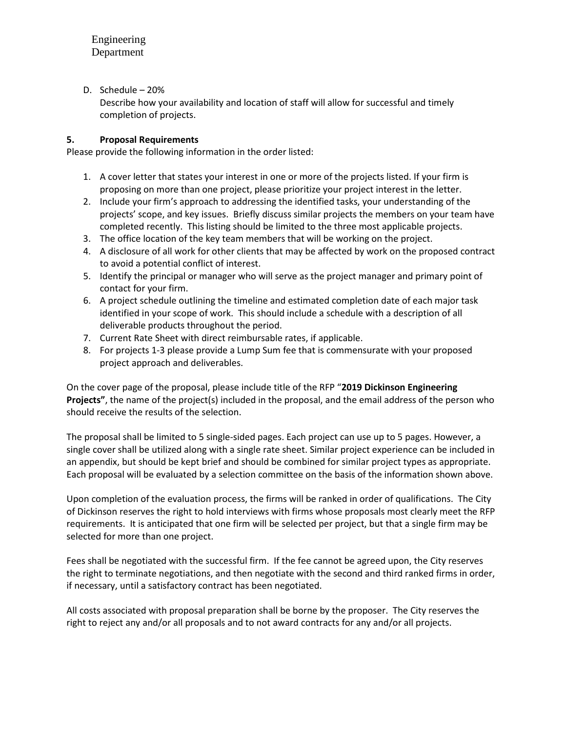D. Schedule – 20%

Describe how your availability and location of staff will allow for successful and timely completion of projects.

## 5. Proposal Requirements

Please provide the following information in the order listed:

1. A cover letter that states your interest in one or more of the projects listed. If your firm is proposing on more than one project, please prioritize your project interest in the letter.
2. Include your firm's approach to addressing the identified tasks, your understanding of the projects' scope, and key issues. Briefly discuss similar projects the members on your team have completed recently. This listing should be limited to the three most applicable projects.
3. The office location of the key team members that will be working on the project.
4. A disclosure of all work for other clients that may be affected by work on the proposed contract to avoid a potential conflict of interest.
5. Identify the principal or manager who will serve as the project manager and primary point of contact for your firm.
6. A project schedule outlining the timeline and estimated completion date of each major task identified in your scope of work. This should include a schedule with a description of all deliverable products throughout the period.
7. Current Rate Sheet with direct reimbursable rates, if applicable.
8. For projects 1-3 please provide a Lump Sum fee that is commensurate with your proposed project approach and deliverables.

On the cover page of the proposal, please include title of the RFP "**2019 Dickinson Engineering Projects"**, the name of the project(s) included in the proposal, and the email address of the person who should receive the results of the selection.

The proposal shall be limited to 5 single-sided pages. Each project can use up to 5 pages. However, a single cover shall be utilized along with a single rate sheet. Similar project experience can be included in an appendix, but should be kept brief and should be combined for similar project types as appropriate. Each proposal will be evaluated by a selection committee on the basis of the information shown above.

Upon completion of the evaluation process, the firms will be ranked in order of qualifications. The City of Dickinson reserves the right to hold interviews with firms whose proposals most clearly meet the RFP requirements. It is anticipated that one firm will be selected per project, but that a single firm may be selected for more than one project.

Fees shall be negotiated with the successful firm. If the fee cannot be agreed upon, the City reserves the right to terminate negotiations, and then negotiate with the second and third ranked firms in order, if necessary, until a satisfactory contract has been negotiated.

All costs associated with proposal preparation shall be borne by the proposer. The City reserves the right to reject any and/or all proposals and to not award contracts for any and/or all projects.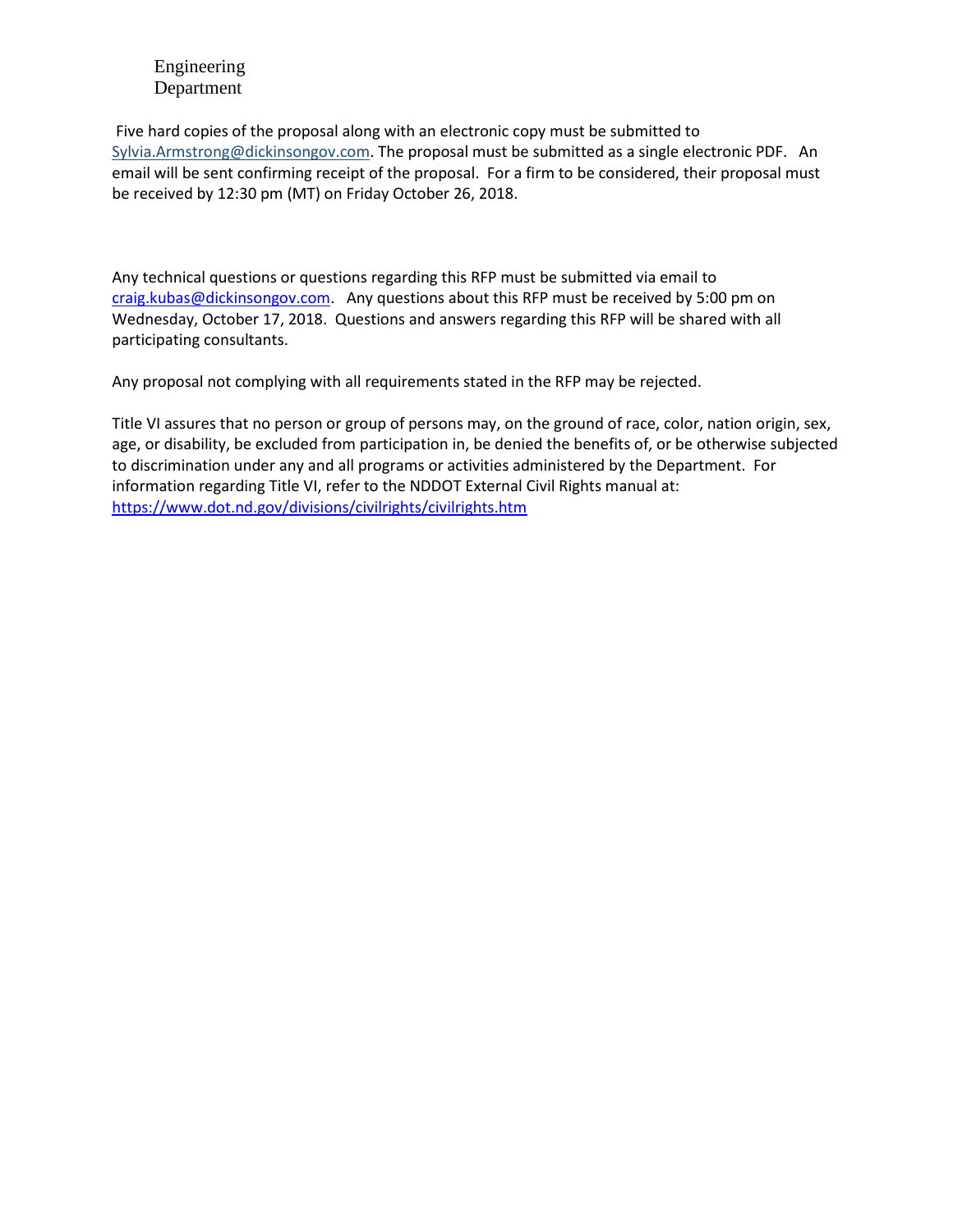Engineering
Department

Five hard copies of the proposal along with an electronic copy must be submitted to Sylvia.Armstrong@dickinsongov.com. The proposal must be submitted as a single electronic PDF. An email will be sent confirming receipt of the proposal. For a firm to be considered, their proposal must be received by 12:30 pm (MT) on Friday October 26, 2018.

Any technical questions or questions regarding this RFP must be submitted via email to craig.kubas@dickinsongov.com. Any questions about this RFP must be received by 5:00 pm on Wednesday, October 17, 2018. Questions and answers regarding this RFP will be shared with all participating consultants.

Any proposal not complying with all requirements stated in the RFP may be rejected.

Title VI assures that no person or group of persons may, on the ground of race, color, nation origin, sex, age, or disability, be excluded from participation in, be denied the benefits of, or be otherwise subjected to discrimination under any and all programs or activities administered by the Department. For information regarding Title VI, refer to the NDDOT External Civil Rights manual at: https://www.dot.nd.gov/divisions/civilrights/civilrights.htm